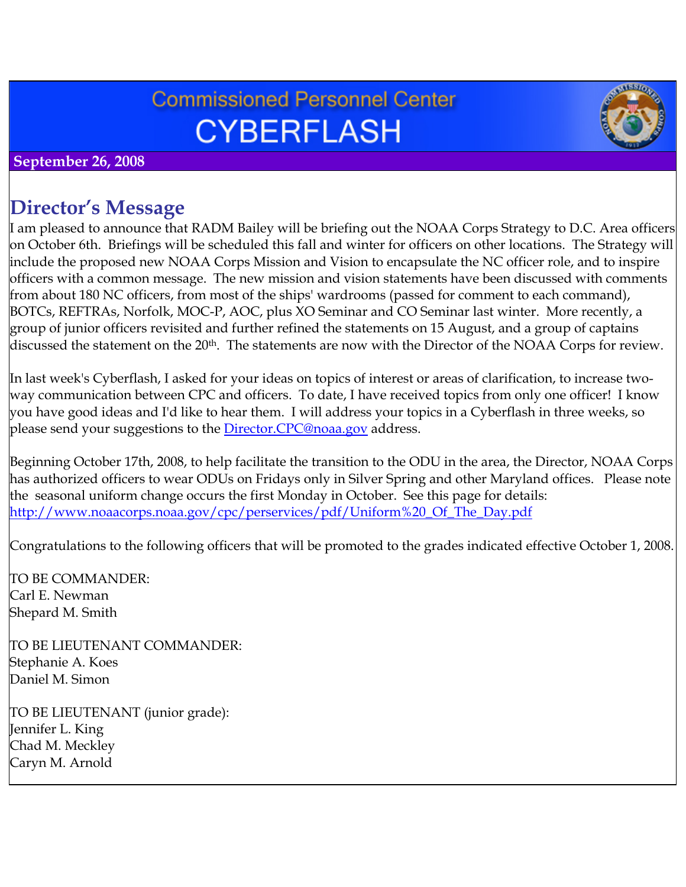# Commissioned Personnel Center
# CYBERFLASH

**September 26, 2008**

## Director's Message

I am pleased to announce that RADM Bailey will be briefing out the NOAA Corps Strategy to D.C. Area officers on October 6th. Briefings will be scheduled this fall and winter for officers on other locations. The Strategy will include the proposed new NOAA Corps Mission and Vision to encapsulate the NC officer role, and to inspire officers with a common message. The new mission and vision statements have been discussed with comments from about 180 NC officers, from most of the ships' wardrooms (passed for comment to each command), BOTCs, REFTRAs, Norfolk, MOC-P, AOC, plus XO Seminar and CO Seminar last winter. More recently, a group of junior officers revisited and further refined the statements on 15 August, and a group of captains discussed the statement on the 20th. The statements are now with the Director of the NOAA Corps for review.

In last week's Cyberflash, I asked for your ideas on topics of interest or areas of clarification, to increase two-way communication between CPC and officers. To date, I have received topics from only one officer! I know you have good ideas and I'd like to hear them. I will address your topics in a Cyberflash in three weeks, so please send your suggestions to the [Director.CPC@noaa.gov](mailto:Director.CPC@noaa.gov) address.

Beginning October 17th, 2008, to help facilitate the transition to the ODU in the area, the Director, NOAA Corps has authorized officers to wear ODUs on Fridays only in Silver Spring and other Maryland offices. Please note the seasonal uniform change occurs the first Monday in October. See this page for details: [http://www.noaacorps.noaa.gov/cpc/perservices/pdf/Uniform%20_Of_The_Day.pdf](http://www.noaacorps.noaa.gov/cpc/perservices/pdf/Uniform%20_Of_The_Day.pdf)

Congratulations to the following officers that will be promoted to the grades indicated effective October 1, 2008.

TO BE COMMANDER:
Carl E. Newman
Shepard M. Smith

TO BE LIEUTENANT COMMANDER:
Stephanie A. Koes
Daniel M. Simon

TO BE LIEUTENANT (junior grade):
Jennifer L. King
Chad M. Meckley
Caryn M. Arnold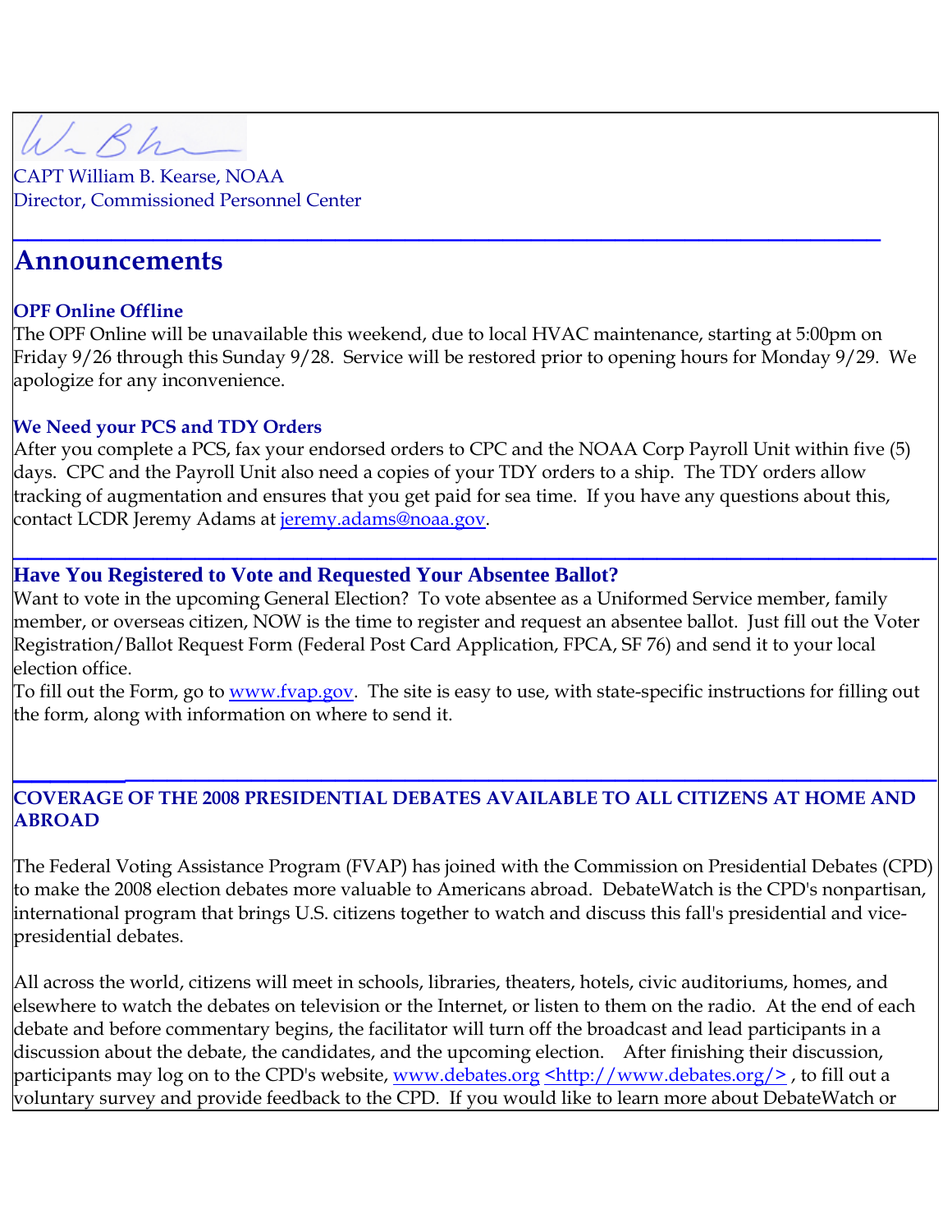CAPT William B. Kearse, NOAA
Director, Commissioned Personnel Center

## Announcements

**OPF Online Offline**

The OPF Online will be unavailable this weekend, due to local HVAC maintenance, starting at 5:00pm on Friday 9/26 through this Sunday 9/28. Service will be restored prior to opening hours for Monday 9/29. We apologize for any inconvenience.

**We Need your PCS and TDY Orders**

After you complete a PCS, fax your endorsed orders to CPC and the NOAA Corp Payroll Unit within five (5) days. CPC and the Payroll Unit also need a copies of your TDY orders to a ship. The TDY orders allow tracking of augmentation and ensures that you get paid for sea time. If you have any questions about this, contact LCDR Jeremy Adams at jeremy.adams@noaa.gov.

---

### Have You Registered to Vote and Requested Your Absentee Ballot?

Want to vote in the upcoming General Election? To vote absentee as a Uniformed Service member, family member, or overseas citizen, NOW is the time to register and request an absentee ballot. Just fill out the Voter Registration/Ballot Request Form (Federal Post Card Application, FPCA, SF 76) and send it to your local election office.

To fill out the Form, go to www.fvap.gov. The site is easy to use, with state-specific instructions for filling out the form, along with information on where to send it.

---

**COVERAGE OF THE 2008 PRESIDENTIAL DEBATES AVAILABLE TO ALL CITIZENS AT HOME AND ABROAD**

The Federal Voting Assistance Program (FVAP) has joined with the Commission on Presidential Debates (CPD) to make the 2008 election debates more valuable to Americans abroad. DebateWatch is the CPD's nonpartisan, international program that brings U.S. citizens together to watch and discuss this fall's presidential and vice-presidential debates.

All across the world, citizens will meet in schools, libraries, theaters, hotels, civic auditoriums, homes, and elsewhere to watch the debates on television or the Internet, or listen to them on the radio. At the end of each debate and before commentary begins, the facilitator will turn off the broadcast and lead participants in a discussion about the debate, the candidates, and the upcoming election. After finishing their discussion, participants may log on to the CPD's website, www.debates.org <http://www.debates.org/> , to fill out a voluntary survey and provide feedback to the CPD. If you would like to learn more about DebateWatch or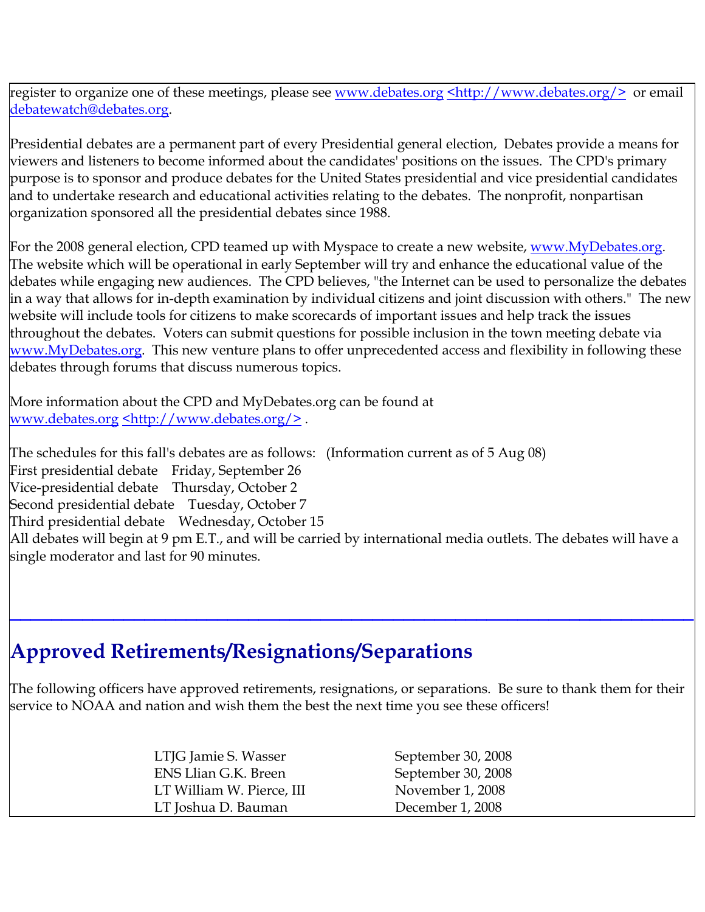register to organize one of these meetings, please see www.debates.org <http://www.debates.org/> or email debatewatch@debates.org.

Presidential debates are a permanent part of every Presidential general election, Debates provide a means for viewers and listeners to become informed about the candidates' positions on the issues. The CPD's primary purpose is to sponsor and produce debates for the United States presidential and vice presidential candidates and to undertake research and educational activities relating to the debates. The nonprofit, nonpartisan organization sponsored all the presidential debates since 1988.

For the 2008 general election, CPD teamed up with Myspace to create a new website, www.MyDebates.org. The website which will be operational in early September will try and enhance the educational value of the debates while engaging new audiences. The CPD believes, "the Internet can be used to personalize the debates in a way that allows for in-depth examination by individual citizens and joint discussion with others." The new website will include tools for citizens to make scorecards of important issues and help track the issues throughout the debates. Voters can submit questions for possible inclusion in the town meeting debate via www.MyDebates.org. This new venture plans to offer unprecedented access and flexibility in following these debates through forums that discuss numerous topics.

More information about the CPD and MyDebates.org can be found at www.debates.org <http://www.debates.org/> .

The schedules for this fall's debates are as follows: (Information current as of 5 Aug 08)
First presidential debate Friday, September 26
Vice-presidential debate Thursday, October 2
Second presidential debate Tuesday, October 7
Third presidential debate Wednesday, October 15
All debates will begin at 9 pm E.T., and will be carried by international media outlets. The debates will have a single moderator and last for 90 minutes.

## Approved Retirements/Resignations/Separations

The following officers have approved retirements, resignations, or separations. Be sure to thank them for their service to NOAA and nation and wish them the best the next time you see these officers!

| | |
|---|---|
| LTJG Jamie S. Wasser | September 30, 2008 |
| ENS Llian G.K. Breen | September 30, 2008 |
| LT William W. Pierce, III | November 1, 2008 |
| LT Joshua D. Bauman | December 1, 2008 |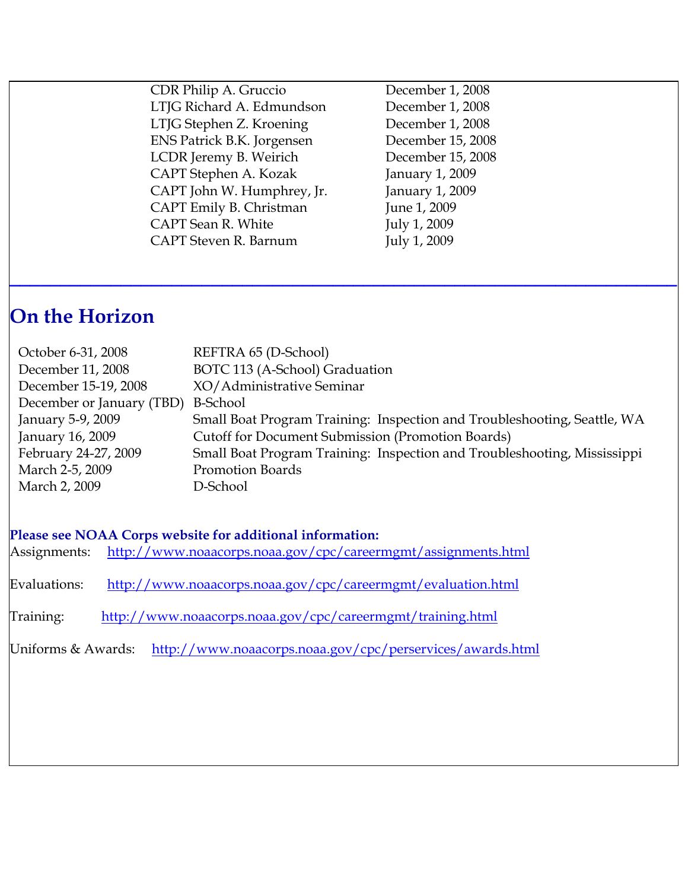| | |
|---|---|
| CDR Philip A. Gruccio | December 1, 2008 |
| LTJG Richard A. Edmundson | December 1, 2008 |
| LTJG Stephen Z. Kroening | December 1, 2008 |
| ENS Patrick B.K. Jorgensen | December 15, 2008 |
| LCDR Jeremy B. Weirich | December 15, 2008 |
| CAPT Stephen A. Kozak | January 1, 2009 |
| CAPT John W. Humphrey, Jr. | January 1, 2009 |
| CAPT Emily B. Christman | June 1, 2009 |
| CAPT Sean R. White | July 1, 2009 |
| CAPT Steven R. Barnum | July 1, 2009 |

## On the Horizon

| | |
|---|---|
| October 6-31, 2008 | REFTRA 65 (D-School) |
| December 11, 2008 | BOTC 113 (A-School) Graduation |
| December 15-19, 2008 | XO/Administrative Seminar |
| December or January (TBD) | B-School |
| January 5-9, 2009 | Small Boat Program Training: Inspection and Troubleshooting, Seattle, WA |
| January 16, 2009 | Cutoff for Document Submission (Promotion Boards) |
| February 24-27, 2009 | Small Boat Program Training: Inspection and Troubleshooting, Mississippi |
| March 2-5, 2009 | Promotion Boards |
| March 2, 2009 | D-School |

**Please see NOAA Corps website for additional information:**

Assignments: http://www.noaacorps.noaa.gov/cpc/careermgmt/assignments.html

Evaluations: http://www.noaacorps.noaa.gov/cpc/careermgmt/evaluation.html

Training: http://www.noaacorps.noaa.gov/cpc/careermgmt/training.html

Uniforms & Awards: http://www.noaacorps.noaa.gov/cpc/perservices/awards.html